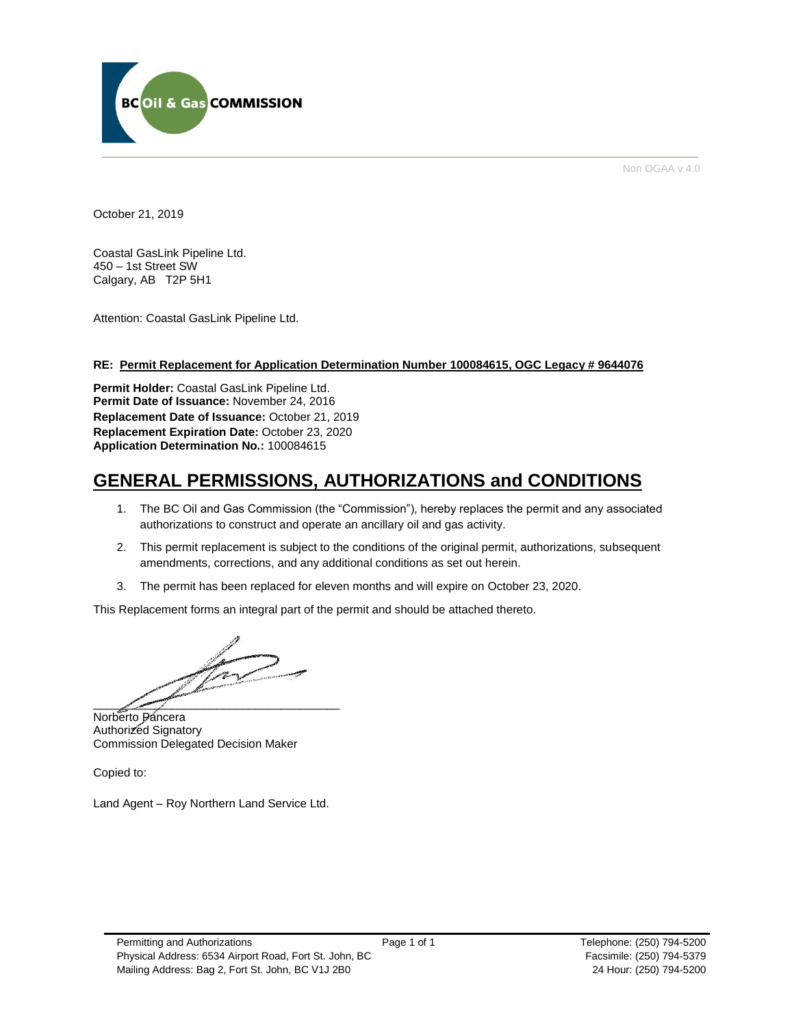BC Oil & Gas COMMISSION

Non OGAA v 4.0

October 21, 2019

Coastal GasLink Pipeline Ltd.
450 – 1st Street SW
Calgary, AB T2P 5H1

Attention: Coastal GasLink Pipeline Ltd.

**RE: Permit Replacement for Application Determination Number 100084615, OGC Legacy # 9644076**

**Permit Holder:** Coastal GasLink Pipeline Ltd.
**Permit Date of Issuance:** November 24, 2016
**Replacement Date of Issuance:** October 21, 2019
**Replacement Expiration Date:** October 23, 2020
**Application Determination No.:** 100084615

# GENERAL PERMISSIONS, AUTHORIZATIONS and CONDITIONS

1. The BC Oil and Gas Commission (the "Commission"), hereby replaces the permit and any associated authorizations to construct and operate an ancillary oil and gas activity.
2. This permit replacement is subject to the conditions of the original permit, authorizations, subsequent amendments, corrections, and any additional conditions as set out herein.
3. The permit has been replaced for eleven months and will expire on October 23, 2020.

This Replacement forms an integral part of the permit and should be attached thereto.

Norberto Pancera
Authorized Signatory
Commission Delegated Decision Maker

Copied to:

Land Agent – Roy Northern Land Service Ltd.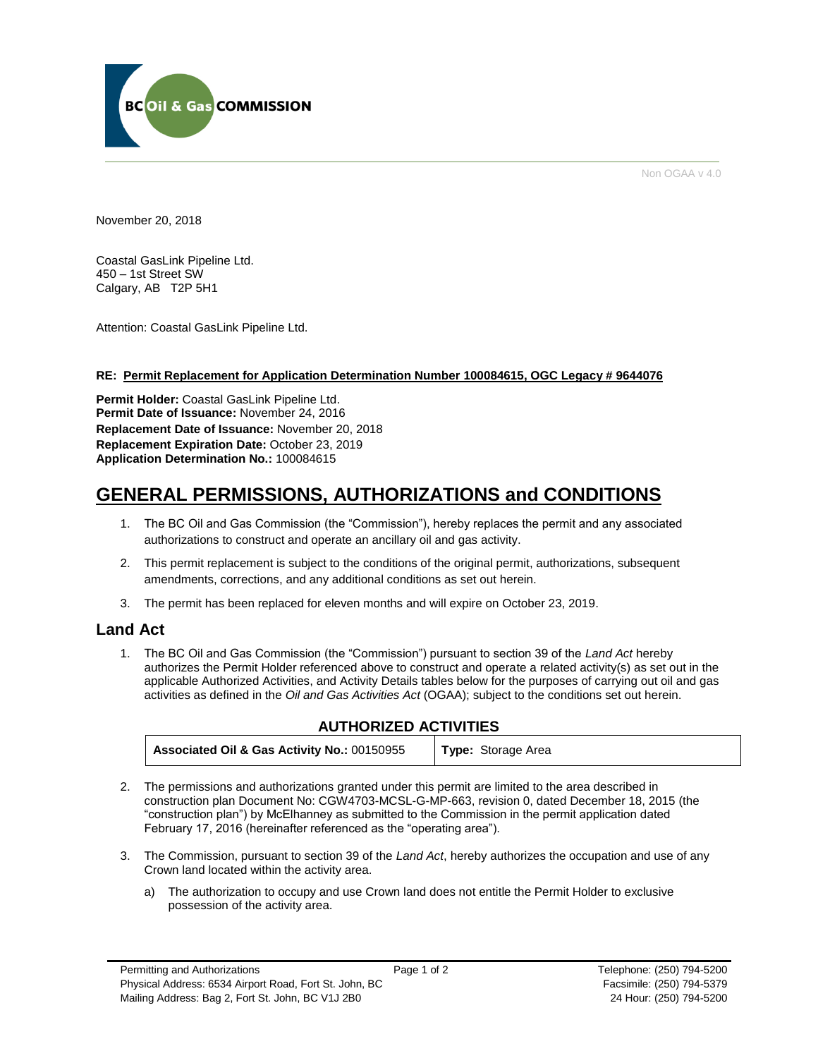Non OGAA v 4.0

November 20, 2018

Coastal GasLink Pipeline Ltd.
450 – 1st Street SW
Calgary, AB T2P 5H1

Attention: Coastal GasLink Pipeline Ltd.

**RE: Permit Replacement for Application Determination Number 100084615, OGC Legacy # 9644076**

**Permit Holder:** Coastal GasLink Pipeline Ltd.
**Permit Date of Issuance:** November 24, 2016
**Replacement Date of Issuance:** November 20, 2018
**Replacement Expiration Date:** October 23, 2019
**Application Determination No.:** 100084615

# GENERAL PERMISSIONS, AUTHORIZATIONS and CONDITIONS

1. The BC Oil and Gas Commission (the "Commission"), hereby replaces the permit and any associated authorizations to construct and operate an ancillary oil and gas activity.
2. This permit replacement is subject to the conditions of the original permit, authorizations, subsequent amendments, corrections, and any additional conditions as set out herein.
3. The permit has been replaced for eleven months and will expire on October 23, 2019.

## Land Act

1. The BC Oil and Gas Commission (the "Commission") pursuant to section 39 of the *Land Act* hereby authorizes the Permit Holder referenced above to construct and operate a related activity(s) as set out in the applicable Authorized Activities, and Activity Details tables below for the purposes of carrying out oil and gas activities as defined in the *Oil and Gas Activities Act* (OGAA); subject to the conditions set out herein.

### AUTHORIZED ACTIVITIES

| **Associated Oil & Gas Activity No.:** 00150955 | **Type:** Storage Area |
|---|---|

2. The permissions and authorizations granted under this permit are limited to the area described in construction plan Document No: CGW4703-MCSL-G-MP-663, revision 0, dated December 18, 2015 (the "construction plan") by McElhanney as submitted to the Commission in the permit application dated February 17, 2016 (hereinafter referenced as the "operating area").
3. The Commission, pursuant to section 39 of the *Land Act*, hereby authorizes the occupation and use of any Crown land located within the activity area.
   a) The authorization to occupy and use Crown land does not entitle the Permit Holder to exclusive possession of the activity area.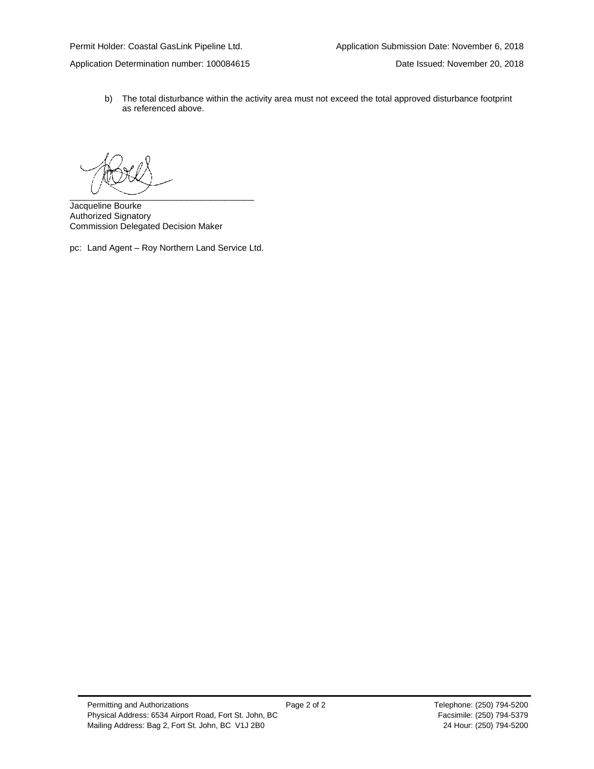Permit Holder: Coastal GasLink Pipeline Ltd.

Application Submission Date: November 6, 2018

Application Determination number: 100084615

Date Issued: November 20, 2018

b) The total disturbance within the activity area must not exceed the total approved disturbance footprint as referenced above.

\_\_\_\_\_\_\_\_\_\_\_\_\_\_\_\_\_\_\_\_\_\_\_\_\_\_\_\_\_\_\_\_\_\_\_\_\_\_

Jacqueline Bourke
Authorized Signatory
Commission Delegated Decision Maker

pc: Land Agent – Roy Northern Land Service Ltd.

Permitting and Authorizations
Physical Address: 6534 Airport Road, Fort St. John, BC
Mailing Address: Bag 2, Fort St. John, BC V1J 2B0

Telephone: (250) 794-5200
Facsimile: (250) 794-5379
24 Hour: (250) 794-5200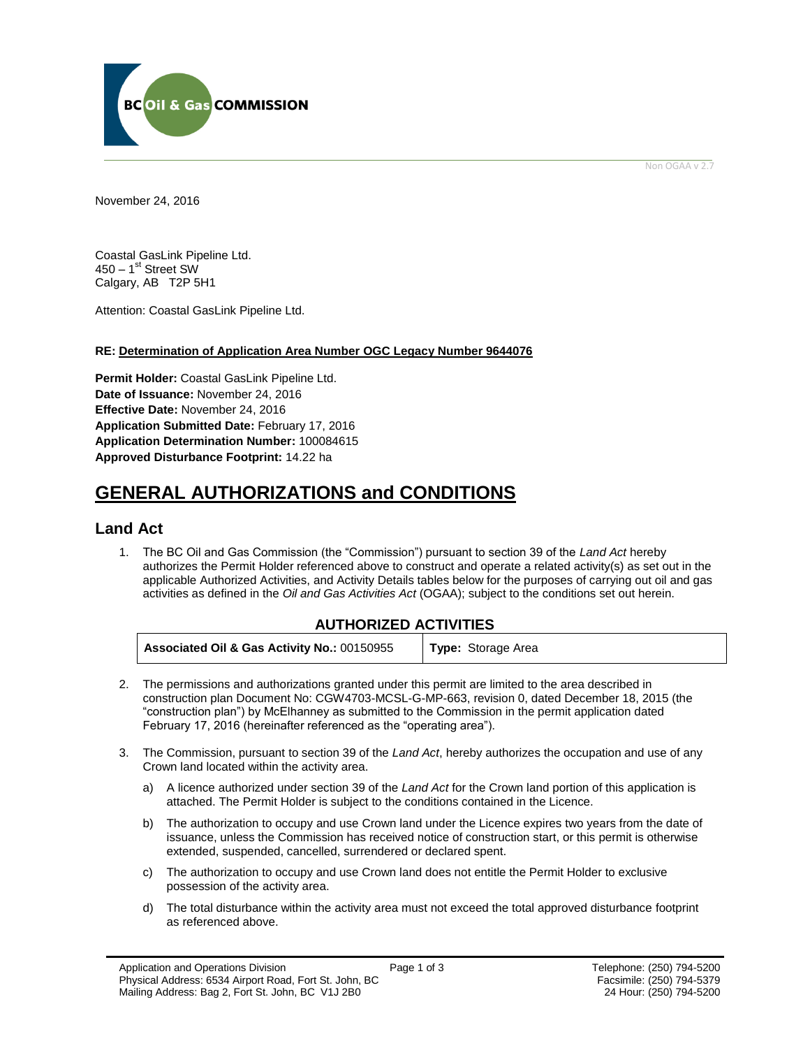Non OGAA v 2.7

November 24, 2016

Coastal GasLink Pipeline Ltd.
450 – 1st Street SW
Calgary, AB T2P 5H1

Attention: Coastal GasLink Pipeline Ltd.

**RE: Determination of Application Area Number OGC Legacy Number 9644076**

**Permit Holder:** Coastal GasLink Pipeline Ltd.
**Date of Issuance:** November 24, 2016
**Effective Date:** November 24, 2016
**Application Submitted Date:** February 17, 2016
**Application Determination Number:** 100084615
**Approved Disturbance Footprint:** 14.22 ha

# GENERAL AUTHORIZATIONS and CONDITIONS

## Land Act

1. The BC Oil and Gas Commission (the "Commission") pursuant to section 39 of the *Land Act* hereby authorizes the Permit Holder referenced above to construct and operate a related activity(s) as set out in the applicable Authorized Activities, and Activity Details tables below for the purposes of carrying out oil and gas activities as defined in the *Oil and Gas Activities Act* (OGAA); subject to the conditions set out herein.

### AUTHORIZED ACTIVITIES

| **Associated Oil & Gas Activity No.:** 00150955 | **Type:** Storage Area |
|---|---|

2. The permissions and authorizations granted under this permit are limited to the area described in construction plan Document No: CGW4703-MCSL-G-MP-663, revision 0, dated December 18, 2015 (the "construction plan") by McElhanney as submitted to the Commission in the permit application dated February 17, 2016 (hereinafter referenced as the "operating area").

3. The Commission, pursuant to section 39 of the *Land Act*, hereby authorizes the occupation and use of any Crown land located within the activity area.

   a) A licence authorized under section 39 of the *Land Act* for the Crown land portion of this application is attached. The Permit Holder is subject to the conditions contained in the Licence.

   b) The authorization to occupy and use Crown land under the Licence expires two years from the date of issuance, unless the Commission has received notice of construction start, or this permit is otherwise extended, suspended, cancelled, surrendered or declared spent.

   c) The authorization to occupy and use Crown land does not entitle the Permit Holder to exclusive possession of the activity area.

   d) The total disturbance within the activity area must not exceed the total approved disturbance footprint as referenced above.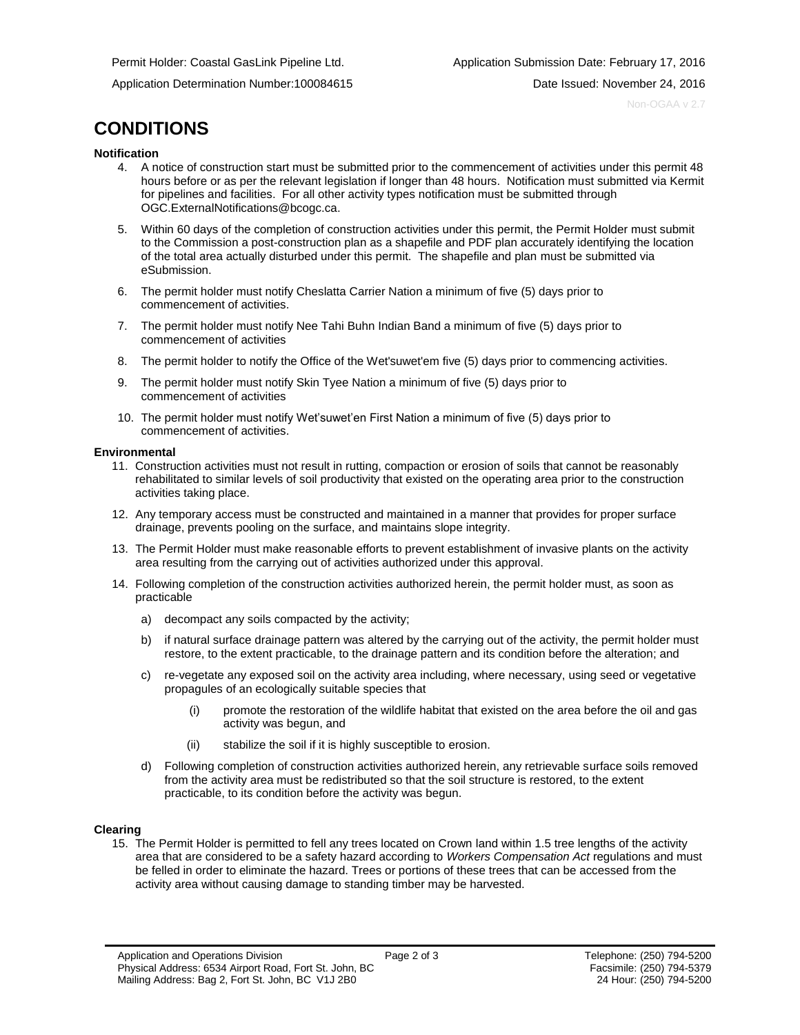Permit Holder: Coastal GasLink Pipeline Ltd.

Application Determination Number:100084615

Application Submission Date: February 17, 2016

Date Issued: November 24, 2016

# CONDITIONS

**Notification**

4. A notice of construction start must be submitted prior to the commencement of activities under this permit 48 hours before or as per the relevant legislation if longer than 48 hours. Notification must submitted via Kermit for pipelines and facilities. For all other activity types notification must be submitted through OGC.ExternalNotifications@bcogc.ca.

5. Within 60 days of the completion of construction activities under this permit, the Permit Holder must submit to the Commission a post-construction plan as a shapefile and PDF plan accurately identifying the location of the total area actually disturbed under this permit. The shapefile and plan must be submitted via eSubmission.

6. The permit holder must notify Cheslatta Carrier Nation a minimum of five (5) days prior to commencement of activities.

7. The permit holder must notify Nee Tahi Buhn Indian Band a minimum of five (5) days prior to commencement of activities

8. The permit holder to notify the Office of the Wet'suwet'em five (5) days prior to commencing activities.

9. The permit holder must notify Skin Tyee Nation a minimum of five (5) days prior to commencement of activities

10. The permit holder must notify Wet'suwet'en First Nation a minimum of five (5) days prior to commencement of activities.

**Environmental**

11. Construction activities must not result in rutting, compaction or erosion of soils that cannot be reasonably rehabilitated to similar levels of soil productivity that existed on the operating area prior to the construction activities taking place.

12. Any temporary access must be constructed and maintained in a manner that provides for proper surface drainage, prevents pooling on the surface, and maintains slope integrity.

13. The Permit Holder must make reasonable efforts to prevent establishment of invasive plants on the activity area resulting from the carrying out of activities authorized under this approval.

14. Following completion of the construction activities authorized herein, the permit holder must, as soon as practicable

    a) decompact any soils compacted by the activity;

    b) if natural surface drainage pattern was altered by the carrying out of the activity, the permit holder must restore, to the extent practicable, to the drainage pattern and its condition before the alteration; and

    c) re-vegetate any exposed soil on the activity area including, where necessary, using seed or vegetative propagules of an ecologically suitable species that

        (i) promote the restoration of the wildlife habitat that existed on the area before the oil and gas activity was begun, and

        (ii) stabilize the soil if it is highly susceptible to erosion.

    d) Following completion of construction activities authorized herein, any retrievable surface soils removed from the activity area must be redistributed so that the soil structure is restored, to the extent practicable, to its condition before the activity was begun.

**Clearing**

15. The Permit Holder is permitted to fell any trees located on Crown land within 1.5 tree lengths of the activity area that are considered to be a safety hazard according to *Workers Compensation Act* regulations and must be felled in order to eliminate the hazard. Trees or portions of these trees that can be accessed from the activity area without causing damage to standing timber may be harvested.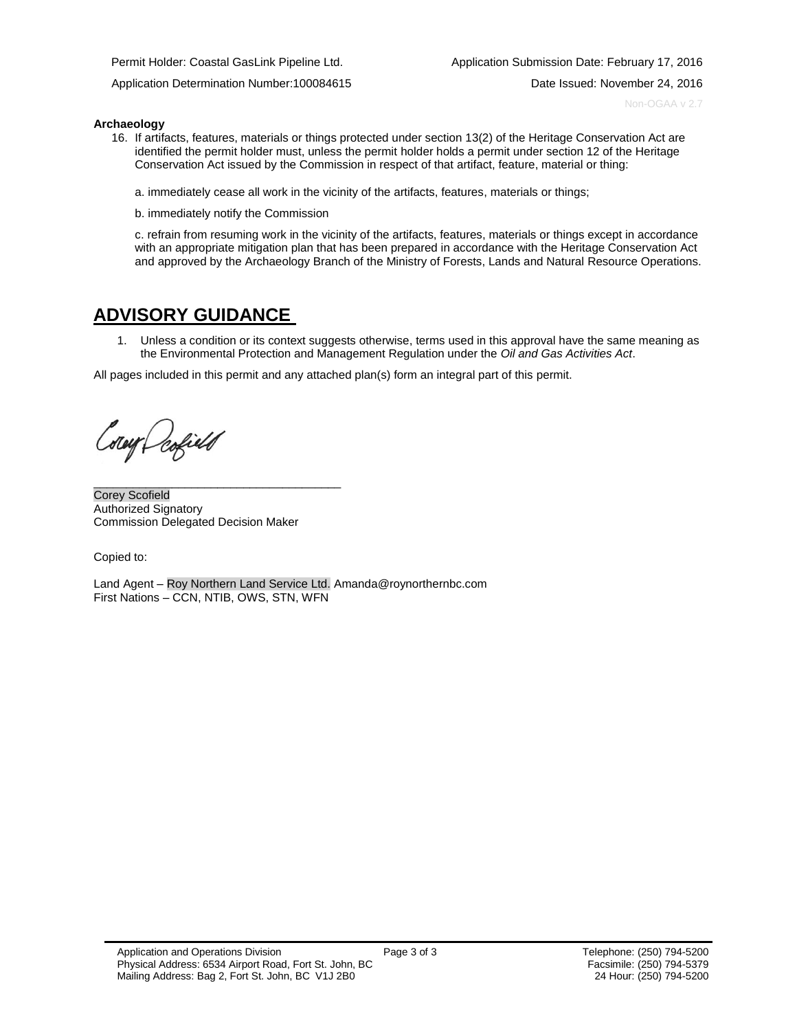**Archaeology**

16. If artifacts, features, materials or things protected under section 13(2) of the Heritage Conservation Act are identified the permit holder must, unless the permit holder holds a permit under section 12 of the Heritage Conservation Act issued by the Commission in respect of that artifact, feature, material or thing:

    a. immediately cease all work in the vicinity of the artifacts, features, materials or things;

    b. immediately notify the Commission

    c. refrain from resuming work in the vicinity of the artifacts, features, materials or things except in accordance with an appropriate mitigation plan that has been prepared in accordance with the Heritage Conservation Act and approved by the Archaeology Branch of the Ministry of Forests, Lands and Natural Resource Operations.

## ADVISORY GUIDANCE

1. Unless a condition or its context suggests otherwise, terms used in this approval have the same meaning as the Environmental Protection and Management Regulation under the *Oil and Gas Activities Act*.

All pages included in this permit and any attached plan(s) form an integral part of this permit.

Corey Scofield
Authorized Signatory
Commission Delegated Decision Maker

Copied to:

Land Agent – Roy Northern Land Service Ltd. Amanda@roynorthernbc.com
First Nations – CCN, NTIB, OWS, STN, WFN